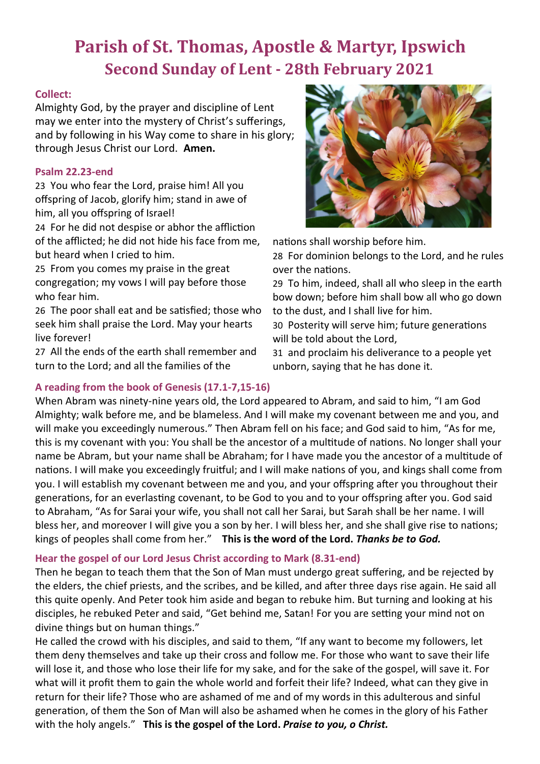# Parish of St. Thomas, Apostle & Martyr, Ipswich

## Second Sunday of Lent - 28th February 2021

### Collect:

Almighty God, by the prayer and discipline of Lent may we enter into the mystery of Christ's sufferings, and by following in his Way come to share in his glory; through Jesus Christ our Lord. **Amen.**

### Psalm 22.23-end

23 You who fear the Lord, praise him! All you offspring of Jacob, glorify him; stand in awe of him, all you offspring of Israel!

24 For he did not despise or abhor the affliction of the afflicted; he did not hide his face from me, but heard when I cried to him.

25 From you comes my praise in the great congregation; my vows I will pay before those who fear him.

26 The poor shall eat and be satisfied; those who seek him shall praise the Lord. May your hearts live forever!

27 All the ends of the earth shall remember and turn to the Lord; and all the families of the nations shall worship before him.

28 For dominion belongs to the Lord, and he rules over the nations.

29 To him, indeed, shall all who sleep in the earth bow down; before him shall bow all who go down to the dust, and I shall live for him.

30 Posterity will serve him; future generations will be told about the Lord,

31 and proclaim his deliverance to a people yet unborn, saying that he has done it.

### A reading from the book of Genesis (17.1-7,15-16)

When Abram was ninety-nine years old, the Lord appeared to Abram, and said to him, "I am God Almighty; walk before me, and be blameless. And I will make my covenant between me and you, and will make you exceedingly numerous." Then Abram fell on his face; and God said to him, "As for me, this is my covenant with you: You shall be the ancestor of a multitude of nations. No longer shall your name be Abram, but your name shall be Abraham; for I have made you the ancestor of a multitude of nations. I will make you exceedingly fruitful; and I will make nations of you, and kings shall come from you. I will establish my covenant between me and you, and your offspring after you throughout their generations, for an everlasting covenant, to be God to you and to your offspring after you. God said to Abraham, "As for Sarai your wife, you shall not call her Sarai, but Sarah shall be her name. I will bless her, and moreover I will give you a son by her. I will bless her, and she shall give rise to nations; kings of peoples shall come from her." **This is the word of the Lord. *Thanks be to God.***

### Hear the gospel of our Lord Jesus Christ according to Mark (8.31-end)

Then he began to teach them that the Son of Man must undergo great suffering, and be rejected by the elders, the chief priests, and the scribes, and be killed, and after three days rise again. He said all this quite openly. And Peter took him aside and began to rebuke him. But turning and looking at his disciples, he rebuked Peter and said, "Get behind me, Satan! For you are setting your mind not on divine things but on human things."

He called the crowd with his disciples, and said to them, "If any want to become my followers, let them deny themselves and take up their cross and follow me. For those who want to save their life will lose it, and those who lose their life for my sake, and for the sake of the gospel, will save it. For what will it profit them to gain the whole world and forfeit their life? Indeed, what can they give in return for their life? Those who are ashamed of me and of my words in this adulterous and sinful generation, of them the Son of Man will also be ashamed when he comes in the glory of his Father with the holy angels." **This is the gospel of the Lord. *Praise to you, o Christ.***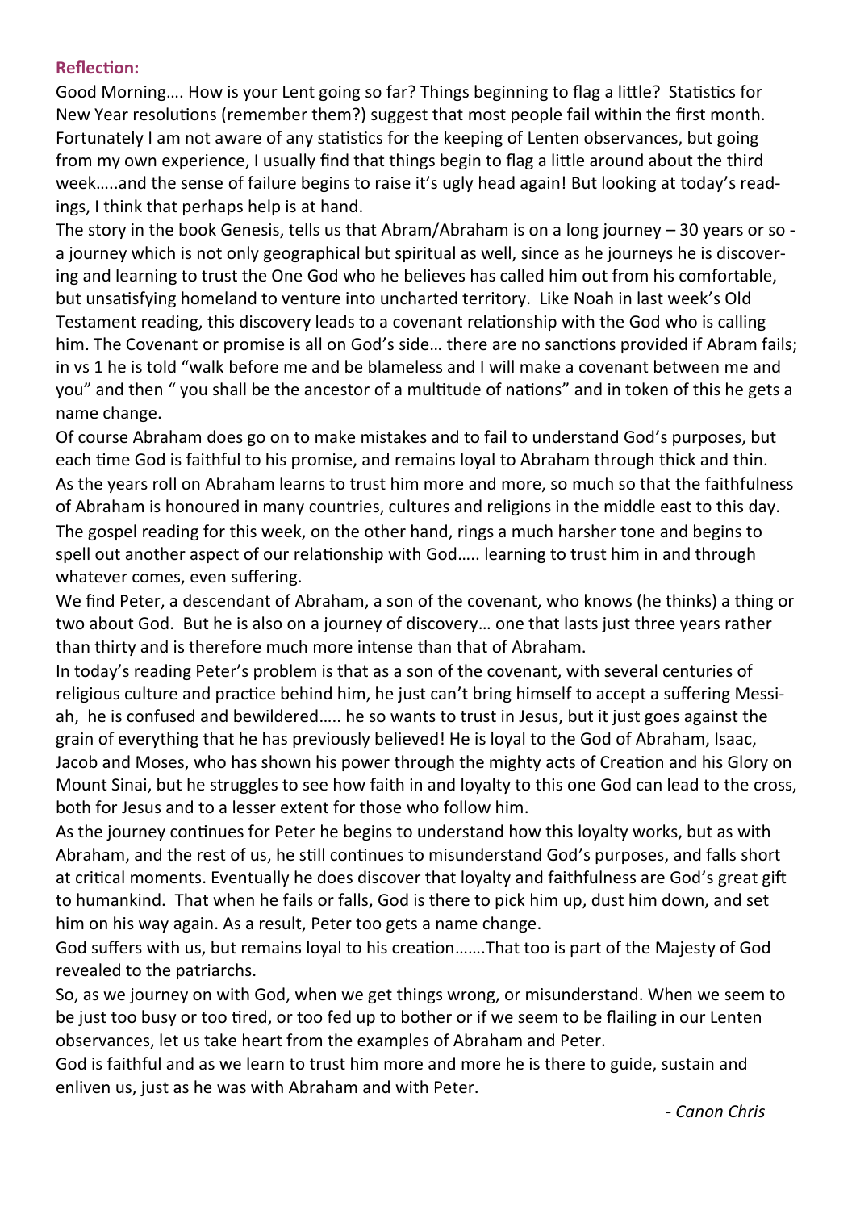**Reflection:**

Good Morning…. How is your Lent going so far? Things beginning to flag a little? Statistics for New Year resolutions (remember them?) suggest that most people fail within the first month. Fortunately I am not aware of any statistics for the keeping of Lenten observances, but going from my own experience, I usually find that things begin to flag a little around about the third week…..and the sense of failure begins to raise it's ugly head again! But looking at today's readings, I think that perhaps help is at hand.

The story in the book Genesis, tells us that Abram/Abraham is on a long journey – 30 years or so - a journey which is not only geographical but spiritual as well, since as he journeys he is discovering and learning to trust the One God who he believes has called him out from his comfortable, but unsatisfying homeland to venture into uncharted territory. Like Noah in last week's Old Testament reading, this discovery leads to a covenant relationship with the God who is calling him. The Covenant or promise is all on God's side… there are no sanctions provided if Abram fails; in vs 1 he is told "walk before me and be blameless and I will make a covenant between me and you" and then " you shall be the ancestor of a multitude of nations" and in token of this he gets a name change.

Of course Abraham does go on to make mistakes and to fail to understand God's purposes, but each time God is faithful to his promise, and remains loyal to Abraham through thick and thin. As the years roll on Abraham learns to trust him more and more, so much so that the faithfulness of Abraham is honoured in many countries, cultures and religions in the middle east to this day.

The gospel reading for this week, on the other hand, rings a much harsher tone and begins to spell out another aspect of our relationship with God….. learning to trust him in and through whatever comes, even suffering.

We find Peter, a descendant of Abraham, a son of the covenant, who knows (he thinks) a thing or two about God. But he is also on a journey of discovery… one that lasts just three years rather than thirty and is therefore much more intense than that of Abraham.

In today's reading Peter's problem is that as a son of the covenant, with several centuries of religious culture and practice behind him, he just can't bring himself to accept a suffering Messiah, he is confused and bewildered….. he so wants to trust in Jesus, but it just goes against the grain of everything that he has previously believed! He is loyal to the God of Abraham, Isaac, Jacob and Moses, who has shown his power through the mighty acts of Creation and his Glory on Mount Sinai, but he struggles to see how faith in and loyalty to this one God can lead to the cross, both for Jesus and to a lesser extent for those who follow him.

As the journey continues for Peter he begins to understand how this loyalty works, but as with Abraham, and the rest of us, he still continues to misunderstand God's purposes, and falls short at critical moments. Eventually he does discover that loyalty and faithfulness are God's great gift to humankind. That when he fails or falls, God is there to pick him up, dust him down, and set him on his way again. As a result, Peter too gets a name change.

God suffers with us, but remains loyal to his creation…….That too is part of the Majesty of God revealed to the patriarchs.

So, as we journey on with God, when we get things wrong, or misunderstand. When we seem to be just too busy or too tired, or too fed up to bother or if we seem to be flailing in our Lenten observances, let us take heart from the examples of Abraham and Peter.

God is faithful and as we learn to trust him more and more he is there to guide, sustain and enliven us, just as he was with Abraham and with Peter.

*- Canon Chris*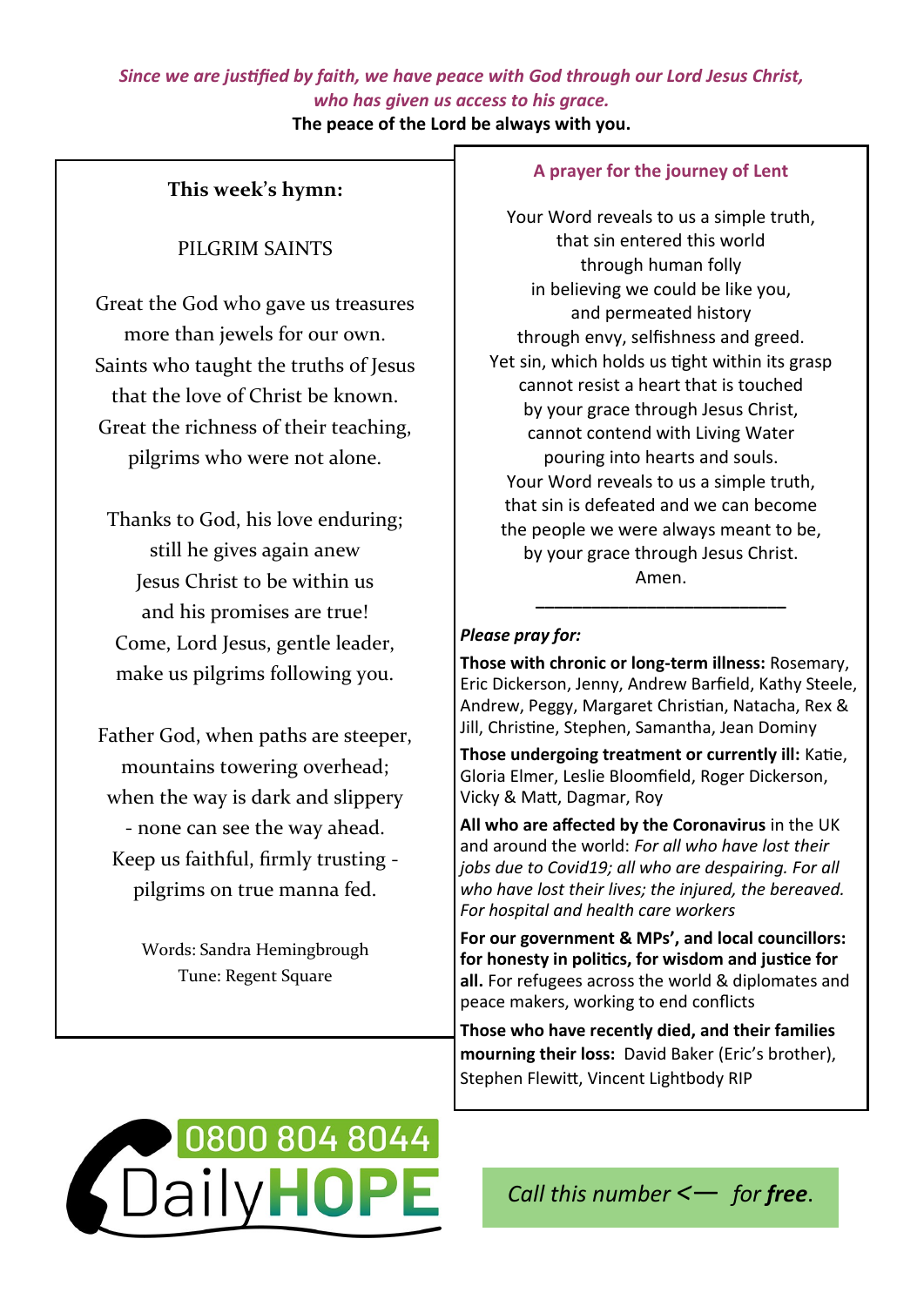*Since we are justified by faith, we have peace with God through our Lord Jesus Christ, who has given us access to his grace.*

**The peace of the Lord be always with you.**

### This week's hymn:

PILGRIM SAINTS

Great the God who gave us treasures
more than jewels for our own.
Saints who taught the truths of Jesus
that the love of Christ be known.
Great the richness of their teaching,
pilgrims who were not alone.

Thanks to God, his love enduring;
still he gives again anew
Jesus Christ to be within us
and his promises are true!
Come, Lord Jesus, gentle leader,
make us pilgrims following you.

Father God, when paths are steeper,
mountains towering overhead;
when the way is dark and slippery
- none can see the way ahead.
Keep us faithful, firmly trusting -
pilgrims on true manna fed.

Words: Sandra Hemingbrough
Tune: Regent Square

### A prayer for the journey of Lent

Your Word reveals to us a simple truth,
that sin entered this world
through human folly
in believing we could be like you,
and permeated history
through envy, selfishness and greed.
Yet sin, which holds us tight within its grasp
cannot resist a heart that is touched
by your grace through Jesus Christ,
cannot contend with Living Water
pouring into hearts and souls.
Your Word reveals to us a simple truth,
that sin is defeated and we can become
the people we were always meant to be,
by your grace through Jesus Christ.
Amen.

---

***Please pray for:***

**Those with chronic or long-term illness:** Rosemary, Eric Dickerson, Jenny, Andrew Barfield, Kathy Steele, Andrew, Peggy, Margaret Christian, Natacha, Rex & Jill, Christine, Stephen, Samantha, Jean Dominy

**Those undergoing treatment or currently ill:** Katie, Gloria Elmer, Leslie Bloomfield, Roger Dickerson, Vicky & Matt, Dagmar, Roy

**All who are affected by the Coronavirus** in the UK and around the world: *For all who have lost their jobs due to Covid19; all who are despairing. For all who have lost their lives; the injured, the bereaved. For hospital and health care workers*

**For our government & MPs', and local councillors: for honesty in politics, for wisdom and justice for all.** For refugees across the world & diplomates and peace makers, working to end conflicts

**Those who have recently died, and their families mourning their loss:** David Baker (Eric's brother), Stephen Flewitt, Vincent Lightbody RIP

0800 804 8044 DailyHOPE

*Call this number <— for **free**.*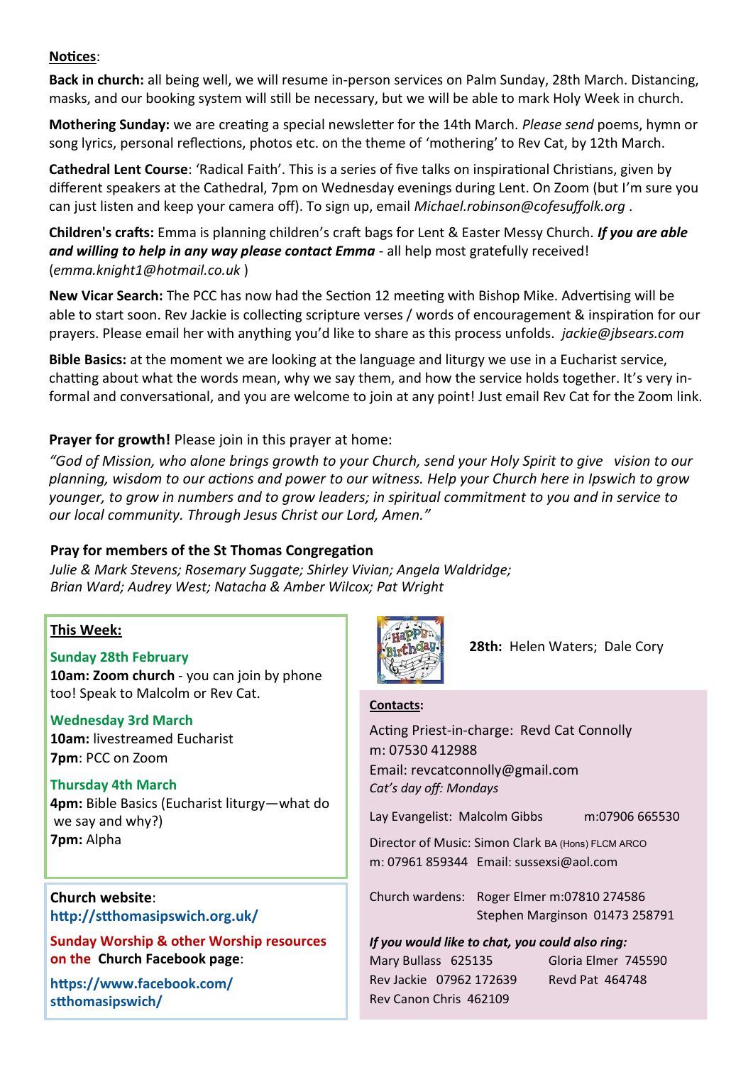**Notices**:

**Back in church:** all being well, we will resume in-person services on Palm Sunday, 28th March. Distancing, masks, and our booking system will still be necessary, but we will be able to mark Holy Week in church.

**Mothering Sunday:** we are creating a special newsletter for the 14th March. *Please send* poems, hymn or song lyrics, personal reflections, photos etc. on the theme of 'mothering' to Rev Cat, by 12th March.

**Cathedral Lent Course**: 'Radical Faith'. This is a series of five talks on inspirational Christians, given by different speakers at the Cathedral, 7pm on Wednesday evenings during Lent. On Zoom (but I'm sure you can just listen and keep your camera off). To sign up, email *Michael.robinson@cofesuffolk.org* .

**Children's crafts:** Emma is planning children's craft bags for Lent & Easter Messy Church. ***If you are able and willing to help in any way please contact Emma*** - all help most gratefully received! (*emma.knight1@hotmail.co.uk* )

**New Vicar Search:** The PCC has now had the Section 12 meeting with Bishop Mike. Advertising will be able to start soon. Rev Jackie is collecting scripture verses / words of encouragement & inspiration for our prayers. Please email her with anything you'd like to share as this process unfolds. *jackie@jbsears.com*

**Bible Basics:** at the moment we are looking at the language and liturgy we use in a Eucharist service, chatting about what the words mean, why we say them, and how the service holds together. It's very informal and conversational, and you are welcome to join at any point! Just email Rev Cat for the Zoom link.

**Prayer for growth!** Please join in this prayer at home:

*"God of Mission, who alone brings growth to your Church, send your Holy Spirit to give vision to our planning, wisdom to our actions and power to our witness. Help your Church here in Ipswich to grow younger, to grow in numbers and to grow leaders; in spiritual commitment to you and in service to our local community. Through Jesus Christ our Lord, Amen."*

**Pray for members of the St Thomas Congregation**

*Julie & Mark Stevens; Rosemary Suggate; Shirley Vivian; Angela Waldridge; Brian Ward; Audrey West; Natacha & Amber Wilcox; Pat Wright*

**This Week:**

**Sunday 28th February**
**10am: Zoom church** - you can join by phone too! Speak to Malcolm or Rev Cat.

**Wednesday 3rd March**
**10am:** livestreamed Eucharist
**7pm**: PCC on Zoom

**Thursday 4th March**
**4pm:** Bible Basics (Eucharist liturgy—what do we say and why?)
**7pm:** Alpha

**Church website**:
**http://stthomasipswich.org.uk/**

**Sunday Worship & other Worship resources on the Church Facebook page**:

**https://www.facebook.com/stthomasipswich/**

**28th:** Helen Waters; Dale Cory

**Contacts:**

Acting Priest-in-charge: Revd Cat Connolly
m: 07530 412988
Email: revcatconnolly@gmail.com
*Cat's day off: Mondays*

Lay Evangelist: Malcolm Gibbs m:07906 665530

Director of Music: Simon Clark BA (Hons) FLCM ARCO
m: 07961 859344 Email: sussexsi@aol.com

Church wardens: Roger Elmer m:07810 274586
Stephen Marginson 01473 258791

***If you would like to chat, you could also ring:***

Mary Bullass 625135
Gloria Elmer 745590
Rev Jackie 07962 172639
Revd Pat 464748
Rev Canon Chris 462109